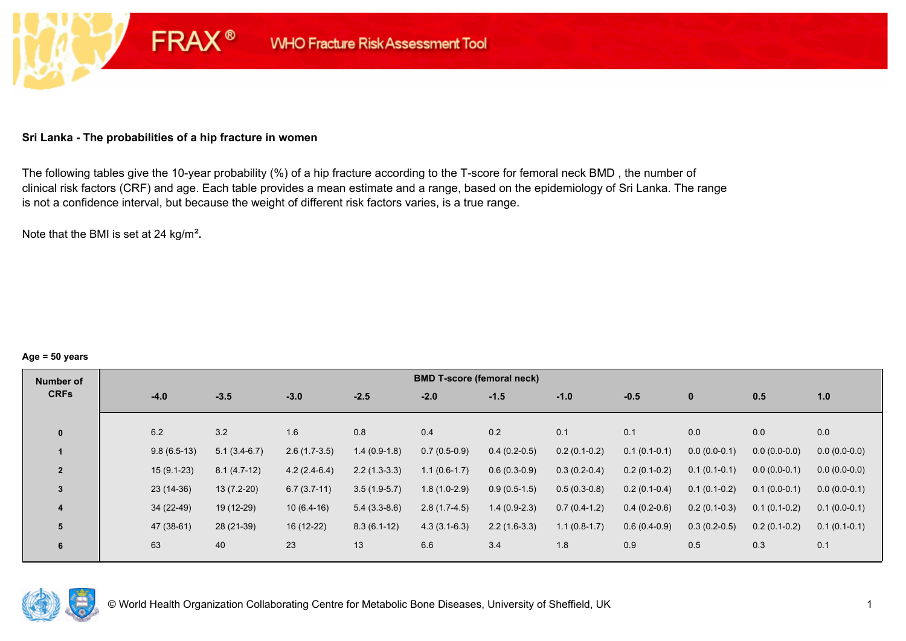FRAX® WHO Fracture Risk Assessment Tool

## Sri Lanka - The probabilities of a hip fracture in women

The following tables give the 10-year probability (%) of a hip fracture according to the T-score for femoral neck BMD , the number of clinical risk factors (CRF) and age. Each table provides a mean estimate and a range, based on the epidemiology of Sri Lanka. The range is not a confidence interval, but because the weight of different risk factors varies, is a true range.

Note that the BMI is set at 24 kg/m².

**Age = 50 years**

| Number of CRFs | BMD T-score (femoral neck) | | | | | | | | | | |
|---|---|---|---|---|---|---|---|---|---|---|---|
| | -4.0 | -3.5 | -3.0 | -2.5 | -2.0 | -1.5 | -1.0 | -0.5 | 0 | 0.5 | 1.0 |
| 0 | 6.2 | 3.2 | 1.6 | 0.8 | 0.4 | 0.2 | 0.1 | 0.1 | 0.0 | 0.0 | 0.0 |
| 1 | 9.8 (6.5-13) | 5.1 (3.4-6.7) | 2.6 (1.7-3.5) | 1.4 (0.9-1.8) | 0.7 (0.5-0.9) | 0.4 (0.2-0.5) | 0.2 (0.1-0.2) | 0.1 (0.1-0.1) | 0.0 (0.0-0.1) | 0.0 (0.0-0.0) | 0.0 (0.0-0.0) |
| 2 | 15 (9.1-23) | 8.1 (4.7-12) | 4.2 (2.4-6.4) | 2.2 (1.3-3.3) | 1.1 (0.6-1.7) | 0.6 (0.3-0.9) | 0.3 (0.2-0.4) | 0.2 (0.1-0.2) | 0.1 (0.1-0.1) | 0.0 (0.0-0.1) | 0.0 (0.0-0.0) |
| 3 | 23 (14-36) | 13 (7.2-20) | 6.7 (3.7-11) | 3.5 (1.9-5.7) | 1.8 (1.0-2.9) | 0.9 (0.5-1.5) | 0.5 (0.3-0.8) | 0.2 (0.1-0.4) | 0.1 (0.1-0.2) | 0.1 (0.0-0.1) | 0.0 (0.0-0.1) |
| 4 | 34 (22-49) | 19 (12-29) | 10 (6.4-16) | 5.4 (3.3-8.6) | 2.8 (1.7-4.5) | 1.4 (0.9-2.3) | 0.7 (0.4-1.2) | 0.4 (0.2-0.6) | 0.2 (0.1-0.3) | 0.1 (0.1-0.2) | 0.1 (0.0-0.1) |
| 5 | 47 (38-61) | 28 (21-39) | 16 (12-22) | 8.3 (6.1-12) | 4.3 (3.1-6.3) | 2.2 (1.6-3.3) | 1.1 (0.8-1.7) | 0.6 (0.4-0.9) | 0.3 (0.2-0.5) | 0.2 (0.1-0.2) | 0.1 (0.1-0.1) |
| 6 | 63 | 40 | 23 | 13 | 6.6 | 3.4 | 1.8 | 0.9 | 0.5 | 0.3 | 0.1 |

© World Health Organization Collaborating Centre for Metabolic Bone Diseases, University of Sheffield, UK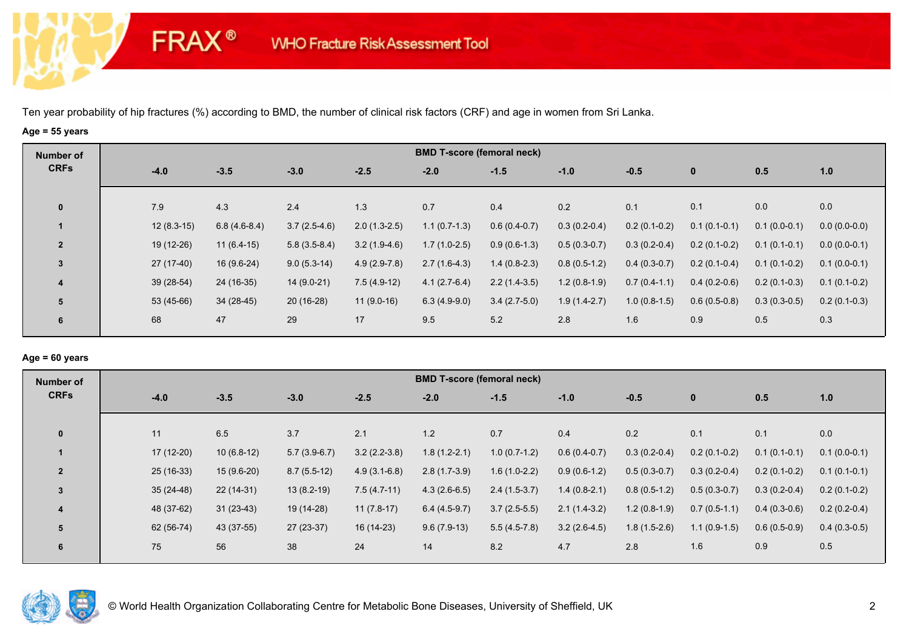Ten year probability of hip fractures (%) according to BMD, the number of clinical risk factors (CRF) and age in women from Sri Lanka.

**Age = 55 years**

| Number of CRFs | BMD T-score (femoral neck) | | | | | | | | | | |
|---|---|---|---|---|---|---|---|---|---|---|---|
| | -4.0 | -3.5 | -3.0 | -2.5 | -2.0 | -1.5 | -1.0 | -0.5 | 0 | 0.5 | 1.0 |
| 0 | 7.9 | 4.3 | 2.4 | 1.3 | 0.7 | 0.4 | 0.2 | 0.1 | 0.1 | 0.0 | 0.0 |
| 1 | 12 (8.3-15) | 6.8 (4.6-8.4) | 3.7 (2.5-4.6) | 2.0 (1.3-2.5) | 1.1 (0.7-1.3) | 0.6 (0.4-0.7) | 0.3 (0.2-0.4) | 0.2 (0.1-0.2) | 0.1 (0.1-0.1) | 0.1 (0.0-0.1) | 0.0 (0.0-0.0) |
| 2 | 19 (12-26) | 11 (6.4-15) | 5.8 (3.5-8.4) | 3.2 (1.9-4.6) | 1.7 (1.0-2.5) | 0.9 (0.6-1.3) | 0.5 (0.3-0.7) | 0.3 (0.2-0.4) | 0.2 (0.1-0.2) | 0.1 (0.1-0.1) | 0.0 (0.0-0.1) |
| 3 | 27 (17-40) | 16 (9.6-24) | 9.0 (5.3-14) | 4.9 (2.9-7.8) | 2.7 (1.6-4.3) | 1.4 (0.8-2.3) | 0.8 (0.5-1.2) | 0.4 (0.3-0.7) | 0.2 (0.1-0.4) | 0.1 (0.1-0.2) | 0.1 (0.0-0.1) |
| 4 | 39 (28-54) | 24 (16-35) | 14 (9.0-21) | 7.5 (4.9-12) | 4.1 (2.7-6.4) | 2.2 (1.4-3.5) | 1.2 (0.8-1.9) | 0.7 (0.4-1.1) | 0.4 (0.2-0.6) | 0.2 (0.1-0.3) | 0.1 (0.1-0.2) |
| 5 | 53 (45-66) | 34 (28-45) | 20 (16-28) | 11 (9.0-16) | 6.3 (4.9-9.0) | 3.4 (2.7-5.0) | 1.9 (1.4-2.7) | 1.0 (0.8-1.5) | 0.6 (0.5-0.8) | 0.3 (0.3-0.5) | 0.2 (0.1-0.3) |
| 6 | 68 | 47 | 29 | 17 | 9.5 | 5.2 | 2.8 | 1.6 | 0.9 | 0.5 | 0.3 |

**Age = 60 years**

| Number of CRFs | BMD T-score (femoral neck) | | | | | | | | | | |
|---|---|---|---|---|---|---|---|---|---|---|---|
| | -4.0 | -3.5 | -3.0 | -2.5 | -2.0 | -1.5 | -1.0 | -0.5 | 0 | 0.5 | 1.0 |
| 0 | 11 | 6.5 | 3.7 | 2.1 | 1.2 | 0.7 | 0.4 | 0.2 | 0.1 | 0.1 | 0.0 |
| 1 | 17 (12-20) | 10 (6.8-12) | 5.7 (3.9-6.7) | 3.2 (2.2-3.8) | 1.8 (1.2-2.1) | 1.0 (0.7-1.2) | 0.6 (0.4-0.7) | 0.3 (0.2-0.4) | 0.2 (0.1-0.2) | 0.1 (0.1-0.1) | 0.1 (0.0-0.1) |
| 2 | 25 (16-33) | 15 (9.6-20) | 8.7 (5.5-12) | 4.9 (3.1-6.8) | 2.8 (1.7-3.9) | 1.6 (1.0-2.2) | 0.9 (0.6-1.2) | 0.5 (0.3-0.7) | 0.3 (0.2-0.4) | 0.2 (0.1-0.2) | 0.1 (0.1-0.1) |
| 3 | 35 (24-48) | 22 (14-31) | 13 (8.2-19) | 7.5 (4.7-11) | 4.3 (2.6-6.5) | 2.4 (1.5-3.7) | 1.4 (0.8-2.1) | 0.8 (0.5-1.2) | 0.5 (0.3-0.7) | 0.3 (0.2-0.4) | 0.2 (0.1-0.2) |
| 4 | 48 (37-62) | 31 (23-43) | 19 (14-28) | 11 (7.8-17) | 6.4 (4.5-9.7) | 3.7 (2.5-5.5) | 2.1 (1.4-3.2) | 1.2 (0.8-1.9) | 0.7 (0.5-1.1) | 0.4 (0.3-0.6) | 0.2 (0.2-0.4) |
| 5 | 62 (56-74) | 43 (37-55) | 27 (23-37) | 16 (14-23) | 9.6 (7.9-13) | 5.5 (4.5-7.8) | 3.2 (2.6-4.5) | 1.8 (1.5-2.6) | 1.1 (0.9-1.5) | 0.6 (0.5-0.9) | 0.4 (0.3-0.5) |
| 6 | 75 | 56 | 38 | 24 | 14 | 8.2 | 4.7 | 2.8 | 1.6 | 0.9 | 0.5 |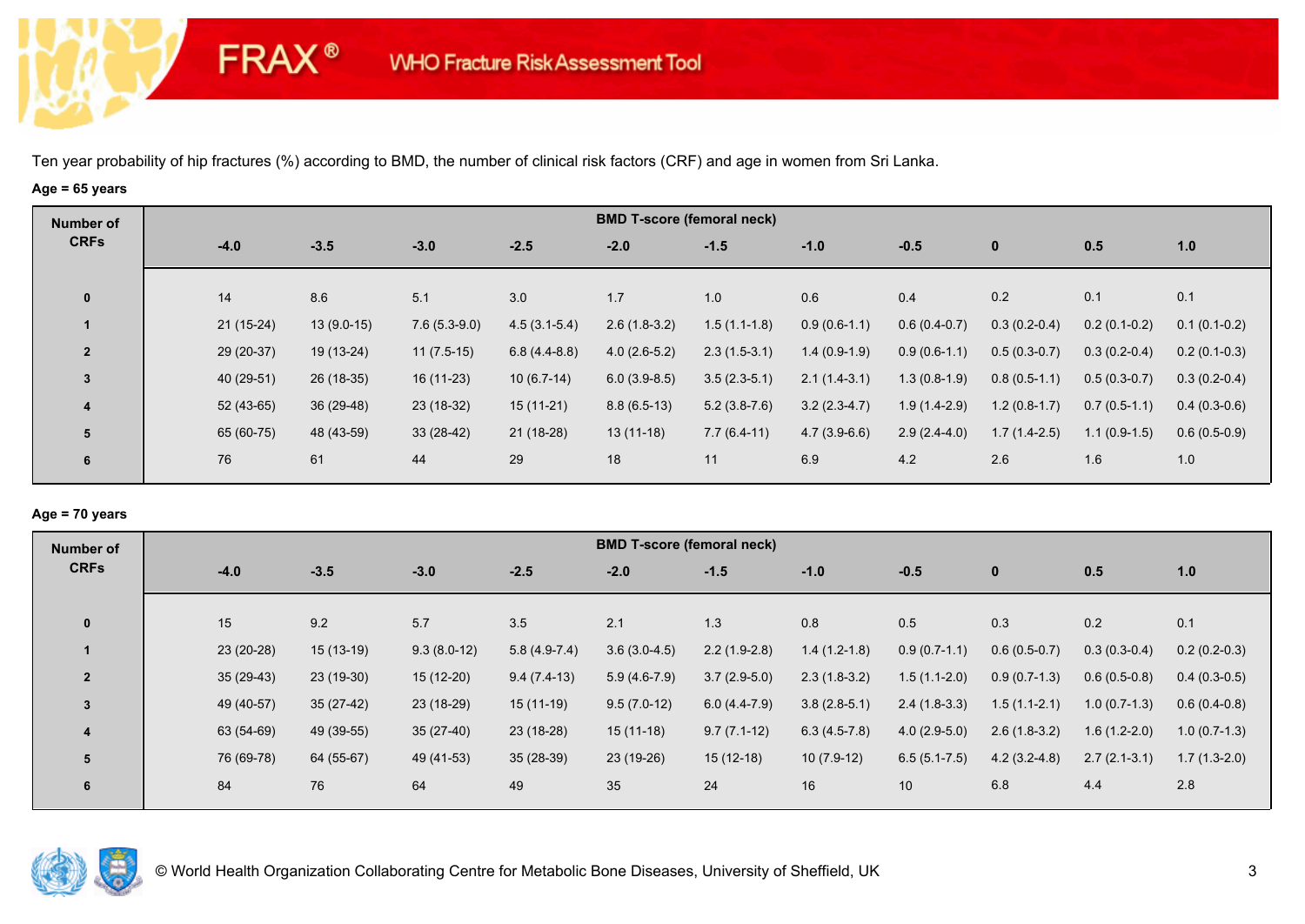Ten year probability of hip fractures (%) according to BMD, the number of clinical risk factors (CRF) and age in women from Sri Lanka.

**Age = 65 years**

| Number of CRFs | BMD T-score (femoral neck) | | | | | | | | | | |
|---|---|---|---|---|---|---|---|---|---|---|---|
| | -4.0 | -3.5 | -3.0 | -2.5 | -2.0 | -1.5 | -1.0 | -0.5 | 0 | 0.5 | 1.0 |
| 0 | 14 | 8.6 | 5.1 | 3.0 | 1.7 | 1.0 | 0.6 | 0.4 | 0.2 | 0.1 | 0.1 |
| 1 | 21 (15-24) | 13 (9.0-15) | 7.6 (5.3-9.0) | 4.5 (3.1-5.4) | 2.6 (1.8-3.2) | 1.5 (1.1-1.8) | 0.9 (0.6-1.1) | 0.6 (0.4-0.7) | 0.3 (0.2-0.4) | 0.2 (0.1-0.2) | 0.1 (0.1-0.2) |
| 2 | 29 (20-37) | 19 (13-24) | 11 (7.5-15) | 6.8 (4.4-8.8) | 4.0 (2.6-5.2) | 2.3 (1.5-3.1) | 1.4 (0.9-1.9) | 0.9 (0.6-1.1) | 0.5 (0.3-0.7) | 0.3 (0.2-0.4) | 0.2 (0.1-0.3) |
| 3 | 40 (29-51) | 26 (18-35) | 16 (11-23) | 10 (6.7-14) | 6.0 (3.9-8.5) | 3.5 (2.3-5.1) | 2.1 (1.4-3.1) | 1.3 (0.8-1.9) | 0.8 (0.5-1.1) | 0.5 (0.3-0.7) | 0.3 (0.2-0.4) |
| 4 | 52 (43-65) | 36 (29-48) | 23 (18-32) | 15 (11-21) | 8.8 (6.5-13) | 5.2 (3.8-7.6) | 3.2 (2.3-4.7) | 1.9 (1.4-2.9) | 1.2 (0.8-1.7) | 0.7 (0.5-1.1) | 0.4 (0.3-0.6) |
| 5 | 65 (60-75) | 48 (43-59) | 33 (28-42) | 21 (18-28) | 13 (11-18) | 7.7 (6.4-11) | 4.7 (3.9-6.6) | 2.9 (2.4-4.0) | 1.7 (1.4-2.5) | 1.1 (0.9-1.5) | 0.6 (0.5-0.9) |
| 6 | 76 | 61 | 44 | 29 | 18 | 11 | 6.9 | 4.2 | 2.6 | 1.6 | 1.0 |

**Age = 70 years**

| Number of CRFs | BMD T-score (femoral neck) | | | | | | | | | | |
|---|---|---|---|---|---|---|---|---|---|---|---|
| | -4.0 | -3.5 | -3.0 | -2.5 | -2.0 | -1.5 | -1.0 | -0.5 | 0 | 0.5 | 1.0 |
| 0 | 15 | 9.2 | 5.7 | 3.5 | 2.1 | 1.3 | 0.8 | 0.5 | 0.3 | 0.2 | 0.1 |
| 1 | 23 (20-28) | 15 (13-19) | 9.3 (8.0-12) | 5.8 (4.9-7.4) | 3.6 (3.0-4.5) | 2.2 (1.9-2.8) | 1.4 (1.2-1.8) | 0.9 (0.7-1.1) | 0.6 (0.5-0.7) | 0.3 (0.3-0.4) | 0.2 (0.2-0.3) |
| 2 | 35 (29-43) | 23 (19-30) | 15 (12-20) | 9.4 (7.4-13) | 5.9 (4.6-7.9) | 3.7 (2.9-5.0) | 2.3 (1.8-3.2) | 1.5 (1.1-2.0) | 0.9 (0.7-1.3) | 0.6 (0.5-0.8) | 0.4 (0.3-0.5) |
| 3 | 49 (40-57) | 35 (27-42) | 23 (18-29) | 15 (11-19) | 9.5 (7.0-12) | 6.0 (4.4-7.9) | 3.8 (2.8-5.1) | 2.4 (1.8-3.3) | 1.5 (1.1-2.1) | 1.0 (0.7-1.3) | 0.6 (0.4-0.8) |
| 4 | 63 (54-69) | 49 (39-55) | 35 (27-40) | 23 (18-28) | 15 (11-18) | 9.7 (7.1-12) | 6.3 (4.5-7.8) | 4.0 (2.9-5.0) | 2.6 (1.8-3.2) | 1.6 (1.2-2.0) | 1.0 (0.7-1.3) |
| 5 | 76 (69-78) | 64 (55-67) | 49 (41-53) | 35 (28-39) | 23 (19-26) | 15 (12-18) | 10 (7.9-12) | 6.5 (5.1-7.5) | 4.2 (3.2-4.8) | 2.7 (2.1-3.1) | 1.7 (1.3-2.0) |
| 6 | 84 | 76 | 64 | 49 | 35 | 24 | 16 | 10 | 6.8 | 4.4 | 2.8 |

© World Health Organization Collaborating Centre for Metabolic Bone Diseases, University of Sheffield, UK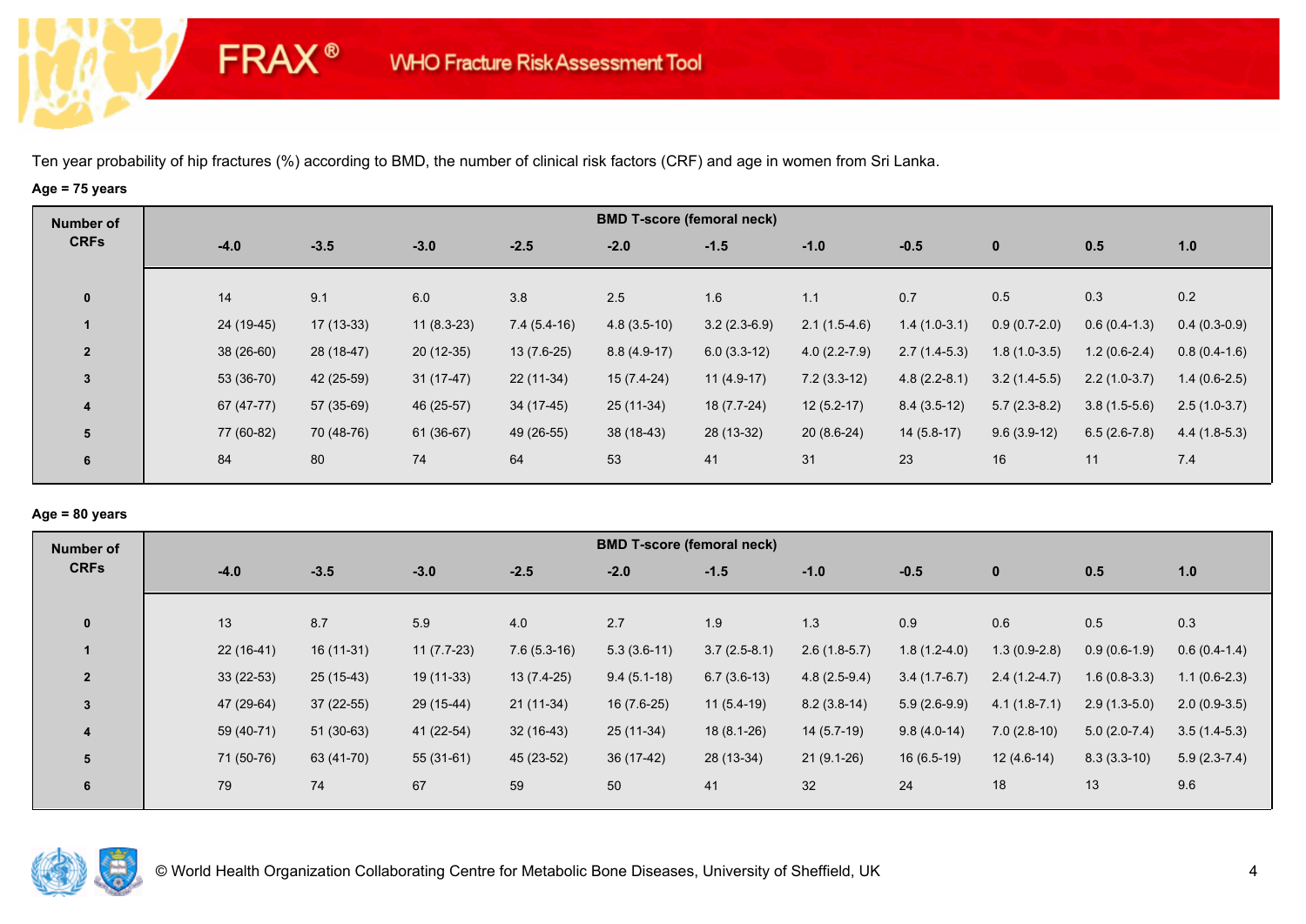Ten year probability of hip fractures (%) according to BMD, the number of clinical risk factors (CRF) and age in women from Sri Lanka.

**Age = 75 years**

| Number of CRFs | BMD T-score (femoral neck) | | | | | | | | | | |
|---|---|---|---|---|---|---|---|---|---|---|---|
| | -4.0 | -3.5 | -3.0 | -2.5 | -2.0 | -1.5 | -1.0 | -0.5 | 0 | 0.5 | 1.0 |
| 0 | 14 | 9.1 | 6.0 | 3.8 | 2.5 | 1.6 | 1.1 | 0.7 | 0.5 | 0.3 | 0.2 |
| 1 | 24 (19-45) | 17 (13-33) | 11 (8.3-23) | 7.4 (5.4-16) | 4.8 (3.5-10) | 3.2 (2.3-6.9) | 2.1 (1.5-4.6) | 1.4 (1.0-3.1) | 0.9 (0.7-2.0) | 0.6 (0.4-1.3) | 0.4 (0.3-0.9) |
| 2 | 38 (26-60) | 28 (18-47) | 20 (12-35) | 13 (7.6-25) | 8.8 (4.9-17) | 6.0 (3.3-12) | 4.0 (2.2-7.9) | 2.7 (1.4-5.3) | 1.8 (1.0-3.5) | 1.2 (0.6-2.4) | 0.8 (0.4-1.6) |
| 3 | 53 (36-70) | 42 (25-59) | 31 (17-47) | 22 (11-34) | 15 (7.4-24) | 11 (4.9-17) | 7.2 (3.3-12) | 4.8 (2.2-8.1) | 3.2 (1.4-5.5) | 2.2 (1.0-3.7) | 1.4 (0.6-2.5) |
| 4 | 67 (47-77) | 57 (35-69) | 46 (25-57) | 34 (17-45) | 25 (11-34) | 18 (7.7-24) | 12 (5.2-17) | 8.4 (3.5-12) | 5.7 (2.3-8.2) | 3.8 (1.5-5.6) | 2.5 (1.0-3.7) |
| 5 | 77 (60-82) | 70 (48-76) | 61 (36-67) | 49 (26-55) | 38 (18-43) | 28 (13-32) | 20 (8.6-24) | 14 (5.8-17) | 9.6 (3.9-12) | 6.5 (2.6-7.8) | 4.4 (1.8-5.3) |
| 6 | 84 | 80 | 74 | 64 | 53 | 41 | 31 | 23 | 16 | 11 | 7.4 |

**Age = 80 years**

| Number of CRFs | BMD T-score (femoral neck) | | | | | | | | | | |
|---|---|---|---|---|---|---|---|---|---|---|---|
| | -4.0 | -3.5 | -3.0 | -2.5 | -2.0 | -1.5 | -1.0 | -0.5 | 0 | 0.5 | 1.0 |
| 0 | 13 | 8.7 | 5.9 | 4.0 | 2.7 | 1.9 | 1.3 | 0.9 | 0.6 | 0.5 | 0.3 |
| 1 | 22 (16-41) | 16 (11-31) | 11 (7.7-23) | 7.6 (5.3-16) | 5.3 (3.6-11) | 3.7 (2.5-8.1) | 2.6 (1.8-5.7) | 1.8 (1.2-4.0) | 1.3 (0.9-2.8) | 0.9 (0.6-1.9) | 0.6 (0.4-1.4) |
| 2 | 33 (22-53) | 25 (15-43) | 19 (11-33) | 13 (7.4-25) | 9.4 (5.1-18) | 6.7 (3.6-13) | 4.8 (2.5-9.4) | 3.4 (1.7-6.7) | 2.4 (1.2-4.7) | 1.6 (0.8-3.3) | 1.1 (0.6-2.3) |
| 3 | 47 (29-64) | 37 (22-55) | 29 (15-44) | 21 (11-34) | 16 (7.6-25) | 11 (5.4-19) | 8.2 (3.8-14) | 5.9 (2.6-9.9) | 4.1 (1.8-7.1) | 2.9 (1.3-5.0) | 2.0 (0.9-3.5) |
| 4 | 59 (40-71) | 51 (30-63) | 41 (22-54) | 32 (16-43) | 25 (11-34) | 18 (8.1-26) | 14 (5.7-19) | 9.8 (4.0-14) | 7.0 (2.8-10) | 5.0 (2.0-7.4) | 3.5 (1.4-5.3) |
| 5 | 71 (50-76) | 63 (41-70) | 55 (31-61) | 45 (23-52) | 36 (17-42) | 28 (13-34) | 21 (9.1-26) | 16 (6.5-19) | 12 (4.6-14) | 8.3 (3.3-10) | 5.9 (2.3-7.4) |
| 6 | 79 | 74 | 67 | 59 | 50 | 41 | 32 | 24 | 18 | 13 | 9.6 |

© World Health Organization Collaborating Centre for Metabolic Bone Diseases, University of Sheffield, UK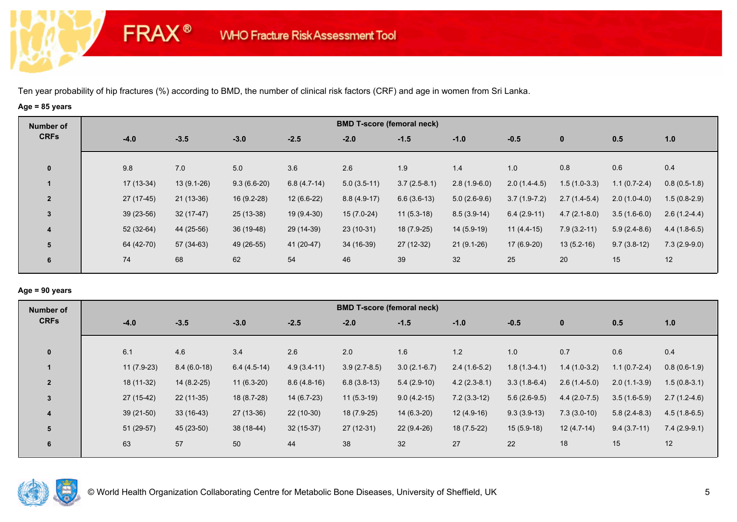Ten year probability of hip fractures (%) according to BMD, the number of clinical risk factors (CRF) and age in women from Sri Lanka.

**Age = 85 years**

| Number of CRFs | BMD T-score (femoral neck) | | | | | | | | | | |
|---|---|---|---|---|---|---|---|---|---|---|---|
| | -4.0 | -3.5 | -3.0 | -2.5 | -2.0 | -1.5 | -1.0 | -0.5 | 0 | 0.5 | 1.0 |
| 0 | 9.8 | 7.0 | 5.0 | 3.6 | 2.6 | 1.9 | 1.4 | 1.0 | 0.8 | 0.6 | 0.4 |
| 1 | 17 (13-34) | 13 (9.1-26) | 9.3 (6.6-20) | 6.8 (4.7-14) | 5.0 (3.5-11) | 3.7 (2.5-8.1) | 2.8 (1.9-6.0) | 2.0 (1.4-4.5) | 1.5 (1.0-3.3) | 1.1 (0.7-2.4) | 0.8 (0.5-1.8) |
| 2 | 27 (17-45) | 21 (13-36) | 16 (9.2-28) | 12 (6.6-22) | 8.8 (4.9-17) | 6.6 (3.6-13) | 5.0 (2.6-9.6) | 3.7 (1.9-7.2) | 2.7 (1.4-5.4) | 2.0 (1.0-4.0) | 1.5 (0.8-2.9) |
| 3 | 39 (23-56) | 32 (17-47) | 25 (13-38) | 19 (9.4-30) | 15 (7.0-24) | 11 (5.3-18) | 8.5 (3.9-14) | 6.4 (2.9-11) | 4.7 (2.1-8.0) | 3.5 (1.6-6.0) | 2.6 (1.2-4.4) |
| 4 | 52 (32-64) | 44 (25-56) | 36 (19-48) | 29 (14-39) | 23 (10-31) | 18 (7.9-25) | 14 (5.9-19) | 11 (4.4-15) | 7.9 (3.2-11) | 5.9 (2.4-8.6) | 4.4 (1.8-6.5) |
| 5 | 64 (42-70) | 57 (34-63) | 49 (26-55) | 41 (20-47) | 34 (16-39) | 27 (12-32) | 21 (9.1-26) | 17 (6.9-20) | 13 (5.2-16) | 9.7 (3.8-12) | 7.3 (2.9-9.0) |
| 6 | 74 | 68 | 62 | 54 | 46 | 39 | 32 | 25 | 20 | 15 | 12 |

**Age = 90 years**

| Number of CRFs | BMD T-score (femoral neck) | | | | | | | | | | |
|---|---|---|---|---|---|---|---|---|---|---|---|
| | -4.0 | -3.5 | -3.0 | -2.5 | -2.0 | -1.5 | -1.0 | -0.5 | 0 | 0.5 | 1.0 |
| 0 | 6.1 | 4.6 | 3.4 | 2.6 | 2.0 | 1.6 | 1.2 | 1.0 | 0.7 | 0.6 | 0.4 |
| 1 | 11 (7.9-23) | 8.4 (6.0-18) | 6.4 (4.5-14) | 4.9 (3.4-11) | 3.9 (2.7-8.5) | 3.0 (2.1-6.7) | 2.4 (1.6-5.2) | 1.8 (1.3-4.1) | 1.4 (1.0-3.2) | 1.1 (0.7-2.4) | 0.8 (0.6-1.9) |
| 2 | 18 (11-32) | 14 (8.2-25) | 11 (6.3-20) | 8.6 (4.8-16) | 6.8 (3.8-13) | 5.4 (2.9-10) | 4.2 (2.3-8.1) | 3.3 (1.8-6.4) | 2.6 (1.4-5.0) | 2.0 (1.1-3.9) | 1.5 (0.8-3.1) |
| 3 | 27 (15-42) | 22 (11-35) | 18 (8.7-28) | 14 (6.7-23) | 11 (5.3-19) | 9.0 (4.2-15) | 7.2 (3.3-12) | 5.6 (2.6-9.5) | 4.4 (2.0-7.5) | 3.5 (1.6-5.9) | 2.7 (1.2-4.6) |
| 4 | 39 (21-50) | 33 (16-43) | 27 (13-36) | 22 (10-30) | 18 (7.9-25) | 14 (6.3-20) | 12 (4.9-16) | 9.3 (3.9-13) | 7.3 (3.0-10) | 5.8 (2.4-8.3) | 4.5 (1.8-6.5) |
| 5 | 51 (29-57) | 45 (23-50) | 38 (18-44) | 32 (15-37) | 27 (12-31) | 22 (9.4-26) | 18 (7.5-22) | 15 (5.9-18) | 12 (4.7-14) | 9.4 (3.7-11) | 7.4 (2.9-9.1) |
| 6 | 63 | 57 | 50 | 44 | 38 | 32 | 27 | 22 | 18 | 15 | 12 |

© World Health Organization Collaborating Centre for Metabolic Bone Diseases, University of Sheffield, UK